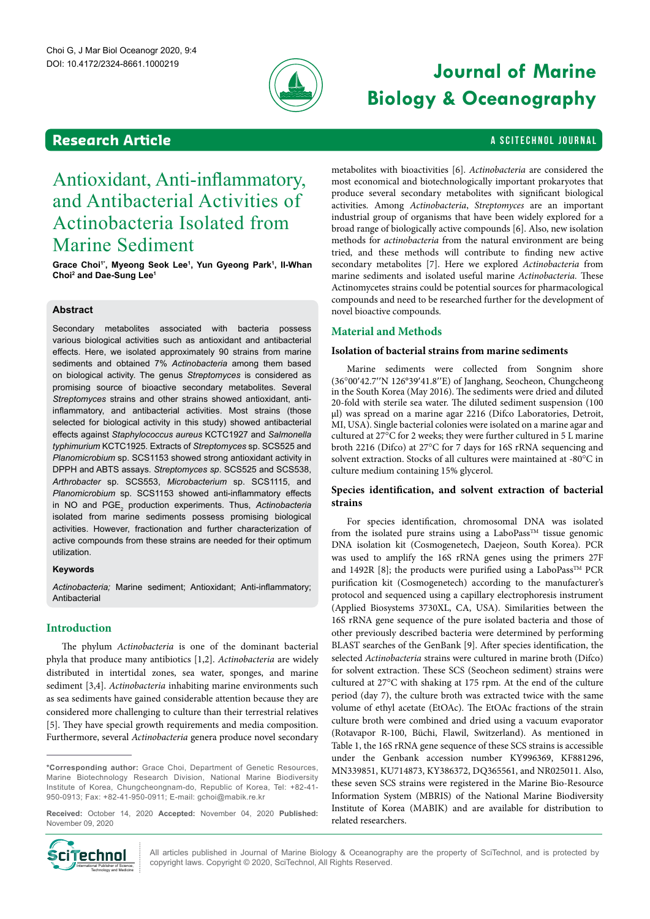# Antioxidant, Anti-inflammatory, and Antibacterial Activities of Actinobacteria Isolated from Marine Sediment

**Grace Choi[1*], Myeong Seok Lee[1], Yun Gyeong Park[1], Il-Whan Choi[2] and Dae-Sung Lee[1]**

## Abstract

Secondary metabolites associated with bacteria possess various biological activities such as antioxidant and antibacterial effects. Here, we isolated approximately 90 strains from marine sediments and obtained 7% *Actinobacteria* among them based on biological activity. The genus *Streptomyces* is considered as promising source of bioactive secondary metabolites. Several *Streptomyces* strains and other strains showed antioxidant, anti-inflammatory, and antibacterial activities. Most strains (those selected for biological activity in this study) showed antibacterial effects against *Staphylococcus aureus* KCTC1927 and *Salmonella typhimurium* KCTC1925. Extracts of *Streptomyces* sp. SCS525 and *Planomicrobium* sp. SCS1153 showed strong antioxidant activity in DPPH and ABTS assays. *Streptomyces sp.* SCS525 and SCS538, *Arthrobacter* sp. SCS553, *Microbacterium* sp. SCS1115, and *Planomicrobium* sp. SCS1153 showed anti-inflammatory effects in NO and $PGE_2$ production experiments. Thus, *Actinobacteria* isolated from marine sediments possess promising biological activities. However, fractionation and further characterization of active compounds from these strains are needed for their optimum utilization.

### Keywords

*Actinobacteria;* Marine sediment; Antioxidant; Anti-inflammatory; Antibacterial

## Introduction

The phylum *Actinobacteria* is one of the dominant bacterial phyla that produce many antibiotics [1,2]. *Actinobacteria* are widely distributed in intertidal zones, sea water, sponges, and marine sediment [3,4]. *Actinobacteria* inhabiting marine environments such as sea sediments have gained considerable attention because they are considered more challenging to culture than their terrestrial relatives [5]. They have special growth requirements and media composition. Furthermore, several *Actinobacteria* genera produce novel secondary metabolites with bioactivities [6]. *Actinobacteria* are considered the most economical and biotechnologically important prokaryotes that produce several secondary metabolites with significant biological activities. Among *Actinobacteria*, *Streptomyces* are an important industrial group of organisms that have been widely explored for a broad range of biologically active compounds [6]. Also, new isolation methods for *actinobacteria* from the natural environment are being tried, and these methods will contribute to finding new active secondary metabolites [7]. Here we explored *Actinobacteria* from marine sediments and isolated useful marine *Actinobacteria.* These Actinomycetes strains could be potential sources for pharmacological compounds and need to be researched further for the development of novel bioactive compounds.

*Corresponding author: Grace Choi, Department of Genetic Resources, Marine Biotechnology Research Division, National Marine Biodiversity Institute of Korea, Chungcheongnam-do, Republic of Korea, Tel: +82-41-950-0913; Fax: +82-41-950-0911; E-mail: gchoi@mabik.re.kr

**Received:** October 14, 2020 **Accepted:** November 04, 2020 **Published:** November 09, 2020

## Material and Methods

### Isolation of bacterial strains from marine sediments

Marine sediments were collected from Songnim shore (36°00′42.7′′N 126°39′41.8′′E) of Janghang, Seocheon, Chungcheong in the South Korea (May 2016). The sediments were dried and diluted 20-fold with sterile sea water. The diluted sediment suspension (100 μl) was spread on a marine agar 2216 (Difco Laboratories, Detroit, MI, USA). Single bacterial colonies were isolated on a marine agar and cultured at 27°C for 2 weeks; they were further cultured in 5 L marine broth 2216 (Difco) at 27°C for 7 days for 16S rRNA sequencing and solvent extraction. Stocks of all cultures were maintained at -80°C in culture medium containing 15% glycerol.

### Species identification, and solvent extraction of bacterial strains

For species identification, chromosomal DNA was isolated from the isolated pure strains using a LaboPass™ tissue genomic DNA isolation kit (Cosmogenetech, Daejeon, South Korea). PCR was used to amplify the 16S rRNA genes using the primers 27F and 1492R [8]; the products were purified using a LaboPass™ PCR purification kit (Cosmogenetech) according to the manufacturer's protocol and sequenced using a capillary electrophoresis instrument (Applied Biosystems 3730XL, CA, USA). Similarities between the 16S rRNA gene sequence of the pure isolated bacteria and those of other previously described bacteria were determined by performing BLAST searches of the GenBank [9]. After species identification, the selected *Actinobacteria* strains were cultured in marine broth (Difco) for solvent extraction. These SCS (Seocheon sediment) strains were cultured at 27°C with shaking at 175 rpm. At the end of the culture period (day 7), the culture broth was extracted twice with the same volume of ethyl acetate (EtOAc). The EtOAc fractions of the strain culture broth were combined and dried using a vacuum evaporator (Rotavapor R-100, Büchi, Flawil, Switzerland). As mentioned in Table 1, the 16S rRNA gene sequence of these SCS strains is accessible under the Genbank accession number KY996369, KF881296, MN339851, KU714873, KY386372, DQ365561, and NR025011. Also, these seven SCS strains were registered in the Marine Bio-Resource Information System (MBRIS) of the National Marine Biodiversity Institute of Korea (MABIK) and are available for distribution to related researchers.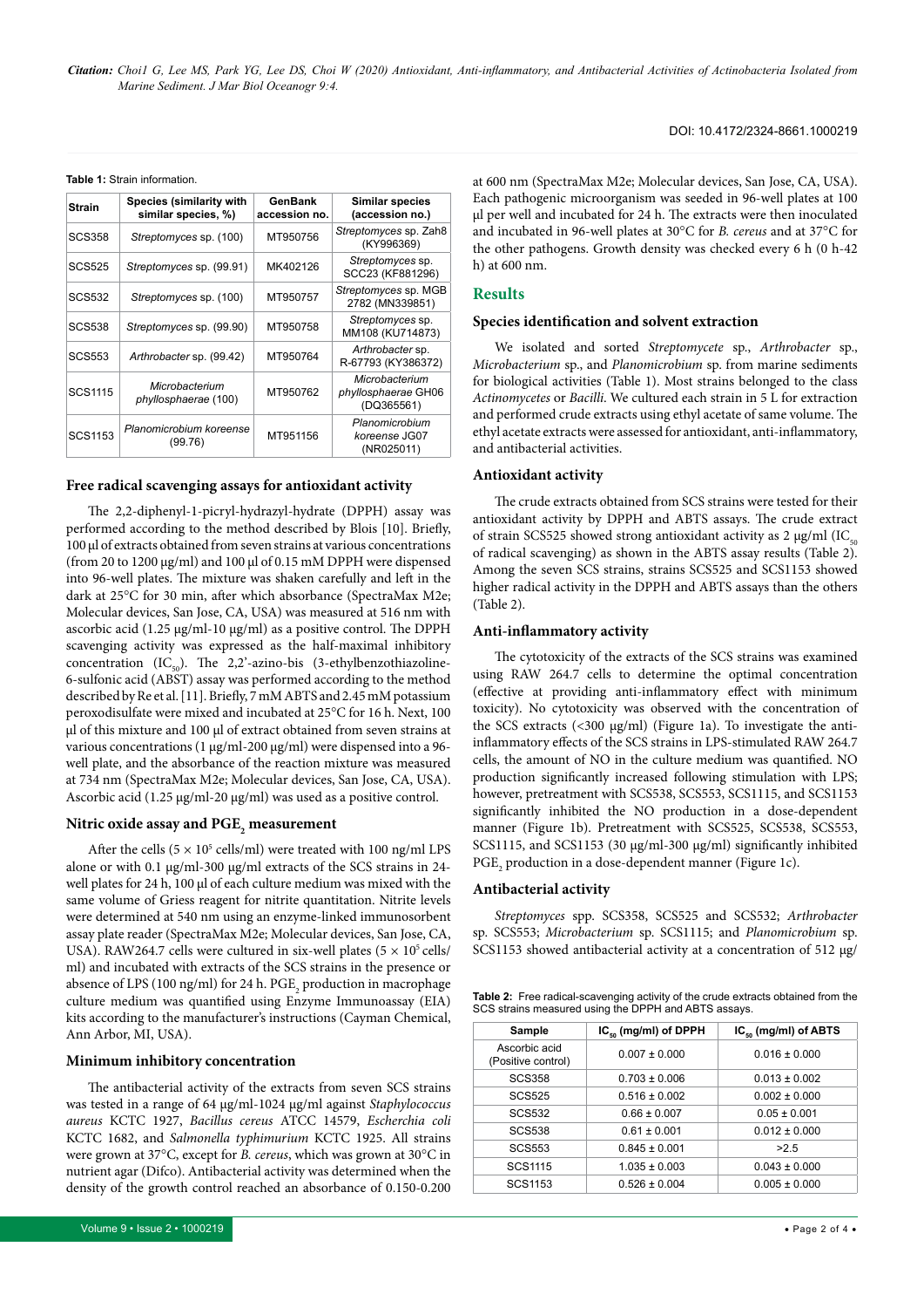**Table 1:** Strain information.

| Strain | Species (similarity with similar species, %) | GenBank accession no. | Similar species (accession no.) |
|---|---|---|---|
| SCS358 | *Streptomyces* sp. (100) | MT950756 | *Streptomyces* sp. Zah8 (KY996369) |
| SCS525 | *Streptomyces* sp. (99.91) | MK402126 | *Streptomyces* sp. SCC23 (KF881296) |
| SCS532 | *Streptomyces* sp. (100) | MT950757 | *Streptomyces* sp. MGB 2782 (MN339851) |
| SCS538 | *Streptomyces* sp. (99.90) | MT950758 | *Streptomyces* sp. MM108 (KU714873) |
| SCS553 | *Arthrobacter* sp. (99.42) | MT950764 | *Arthrobacter* sp. R-67793 (KY386372) |
| SCS1115 | *Microbacterium phyllosphaerae* (100) | MT950762 | *Microbacterium phyllosphaerae* GH06 (DQ365561) |
| SCS1153 | *Planomicrobium koreense* (99.76) | MT951156 | *Planomicrobium koreense* JG07 (NR025011) |

### Free radical scavenging assays for antioxidant activity

The 2,2-diphenyl-1-picryl-hydrazyl-hydrate (DPPH) assay was performed according to the method described by Blois [10]. Briefly, 100 µl of extracts obtained from seven strains at various concentrations (from 20 to 1200 µg/ml) and 100 µl of 0.15 mM DPPH were dispensed into 96-well plates. The mixture was shaken carefully and left in the dark at 25°C for 30 min, after which absorbance (SpectraMax M2e; Molecular devices, San Jose, CA, USA) was measured at 516 nm with ascorbic acid (1.25 µg/ml-10 µg/ml) as a positive control. The DPPH scavenging activity was expressed as the half-maximal inhibitory concentration ($IC_{50}$). The 2,2'-azino-bis (3-ethylbenzothiazoline-6-sulfonic acid (ABST) assay was performed according to the method described by Re et al. [11]. Briefly, 7 mM ABTS and 2.45 mM potassium peroxodisulfate were mixed and incubated at 25°C for 16 h. Next, 100 µl of this mixture and 100 µl of extract obtained from seven strains at various concentrations (1 µg/ml-200 µg/ml) were dispensed into a 96-well plate, and the absorbance of the reaction mixture was measured at 734 nm (SpectraMax M2e; Molecular devices, San Jose, CA, USA). Ascorbic acid (1.25 µg/ml-20 µg/ml) was used as a positive control.

### Nitric oxide assay and $PGE_2$ measurement

After the cells ($5 \times 10^5$ cells/ml) were treated with 100 ng/ml LPS alone or with 0.1 µg/ml-300 µg/ml extracts of the SCS strains in 24-well plates for 24 h, 100 µl of each culture medium was mixed with the same volume of Griess reagent for nitrite quantitation. Nitrite levels were determined at 540 nm using an enzyme-linked immunosorbent assay plate reader (SpectraMax M2e; Molecular devices, San Jose, CA, USA). RAW264.7 cells were cultured in six-well plates ($5 \times 10^5$ cells/ml) and incubated with extracts of the SCS strains in the presence or absence of LPS (100 ng/ml) for 24 h. $PGE_2$ production in macrophage culture medium was quantified using Enzyme Immunoassay (EIA) kits according to the manufacturer's instructions (Cayman Chemical, Ann Arbor, MI, USA).

### Minimum inhibitory concentration

The antibacterial activity of the extracts from seven SCS strains was tested in a range of 64 µg/ml-1024 µg/ml against *Staphylococcus aureus* KCTC 1927, *Bacillus cereus* ATCC 14579, *Escherchia coli* KCTC 1682, and *Salmonella typhimurium* KCTC 1925. All strains were grown at 37°C, except for *B. cereus*, which was grown at 30°C in nutrient agar (Difco). Antibacterial activity was determined when the density of the growth control reached an absorbance of 0.150-0.200 at 600 nm (SpectraMax M2e; Molecular devices, San Jose, CA, USA). Each pathogenic microorganism was seeded in 96-well plates at 100 µl per well and incubated for 24 h. The extracts were then inoculated and incubated in 96-well plates at 30°C for *B. cereus* and at 37°C for the other pathogens. Growth density was checked every 6 h (0 h-42 h) at 600 nm.

## Results

### Species identification and solvent extraction

We isolated and sorted *Streptomycete* sp., *Arthrobacter* sp., *Microbacterium* sp., and *Planomicrobium* sp. from marine sediments for biological activities (Table 1). Most strains belonged to the class *Actinomycetes* or *Bacilli*. We cultured each strain in 5 L for extraction and performed crude extracts using ethyl acetate of same volume. The ethyl acetate extracts were assessed for antioxidant, anti-inflammatory, and antibacterial activities.

### Antioxidant activity

The crude extracts obtained from SCS strains were tested for their antioxidant activity by DPPH and ABTS assays. The crude extract of strain SCS525 showed strong antioxidant activity as 2 µg/ml ($IC_{50}$ of radical scavenging) as shown in the ABTS assay results (Table 2). Among the seven SCS strains, strains SCS525 and SCS1153 showed higher radical activity in the DPPH and ABTS assays than the others (Table 2).

### Anti-inflammatory activity

The cytotoxicity of the extracts of the SCS strains was examined using RAW 264.7 cells to determine the optimal concentration (effective at providing anti-inflammatory effect with minimum toxicity). No cytotoxicity was observed with the concentration of the SCS extracts (<300 µg/ml) (Figure 1a). To investigate the anti-inflammatory effects of the SCS strains in LPS-stimulated RAW 264.7 cells, the amount of NO in the culture medium was quantified. NO production significantly increased following stimulation with LPS; however, pretreatment with SCS538, SCS553, SCS1115, and SCS1153 significantly inhibited the NO production in a dose-dependent manner (Figure 1b). Pretreatment with SCS525, SCS538, SCS553, SCS1115, and SCS1153 (30 µg/ml-300 µg/ml) significantly inhibited $PGE_2$ production in a dose-dependent manner (Figure 1c).

### Antibacterial activity

*Streptomyces* spp. SCS358, SCS525 and SCS532; *Arthrobacter* sp. SCS553; *Microbacterium* sp. SCS1115; and *Planomicrobium* sp. SCS1153 showed antibacterial activity at a concentration of 512 µg/

**Table 2:** Free radical-scavenging activity of the crude extracts obtained from the SCS strains measured using the DPPH and ABTS assays.

| Sample | $IC_{50}$ (mg/ml) of DPPH | $IC_{50}$ (mg/ml) of ABTS |
|---|---|---|
| Ascorbic acid (Positive control) | 0.007 ± 0.000 | 0.016 ± 0.000 |
| SCS358 | 0.703 ± 0.006 | 0.013 ± 0.002 |
| SCS525 | 0.516 ± 0.002 | 0.002 ± 0.000 |
| SCS532 | 0.66 ± 0.007 | 0.05 ± 0.001 |
| SCS538 | 0.61 ± 0.001 | 0.012 ± 0.000 |
| SCS553 | 0.845 ± 0.001 | >2.5 |
| SCS1115 | 1.035 ± 0.003 | 0.043 ± 0.000 |
| SCS1153 | 0.526 ± 0.004 | 0.005 ± 0.000 |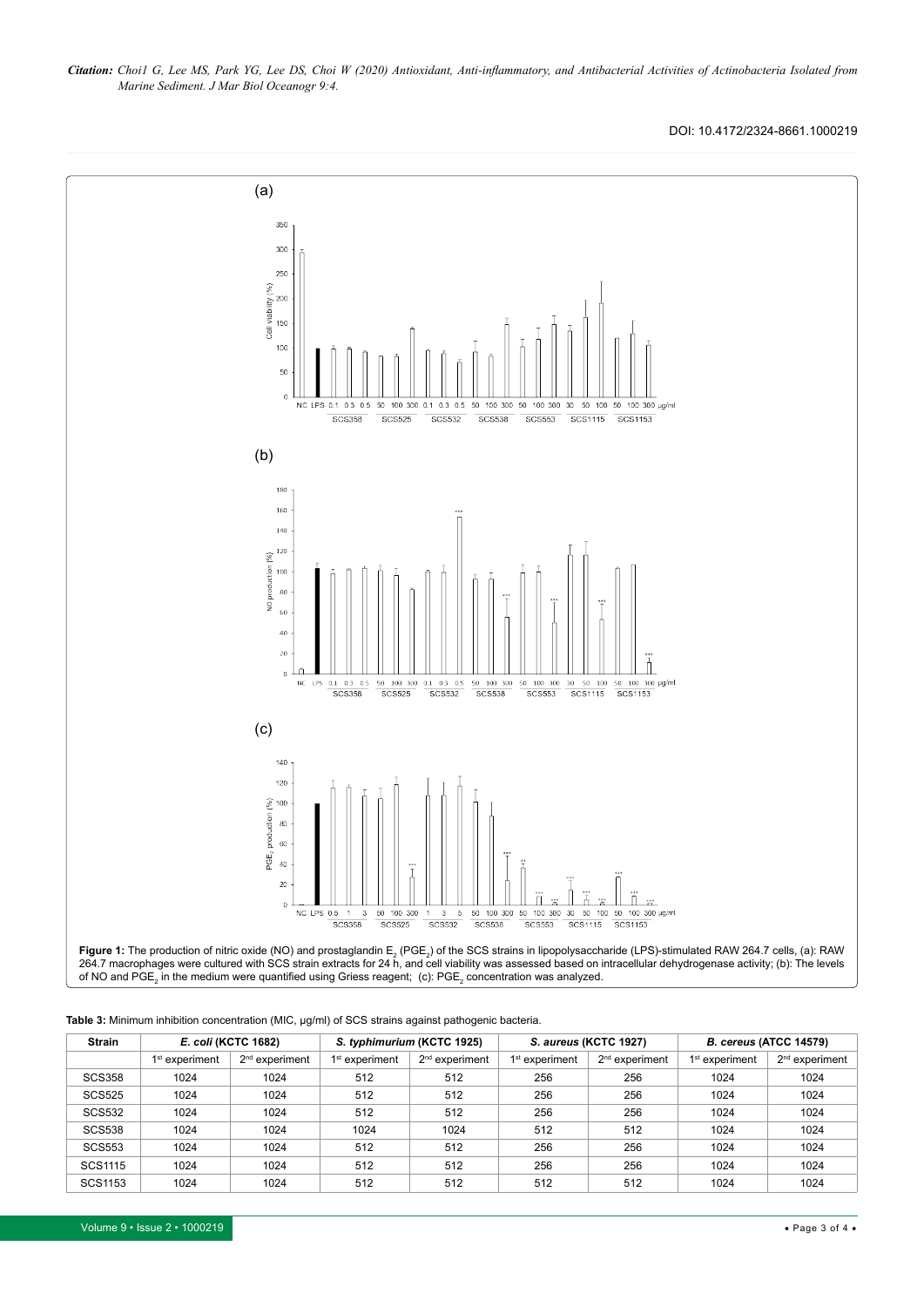**Figure 1:** The production of nitric oxide (NO) and prostaglandin $E_2$ ($PGE_2$) of the SCS strains in lipopolysaccharide (LPS)-stimulated RAW 264.7 cells, (a): RAW 264.7 macrophages were cultured with SCS strain extracts for 24 h, and cell viability was assessed based on intracellular dehydrogenase activity; (b): The levels of NO and $PGE_2$ in the medium were quantified using Griess reagent; (c): $PGE_2$ concentration was analyzed.

**Table 3:** Minimum inhibition concentration (MIC, µg/ml) of SCS strains against pathogenic bacteria.

| Strain | *E. coli* (KCTC 1682) | | *S. typhimurium* (KCTC 1925) | | *S. aureus* (KCTC 1927) | | *B. cereus* (ATCC 14579) | |
|---|---|---|---|---|---|---|---|---|
| | 1st experiment | 2nd experiment | 1st experiment | 2nd experiment | 1st experiment | 2nd experiment | 1st experiment | 2nd experiment |
| SCS358 | 1024 | 1024 | 512 | 512 | 256 | 256 | 1024 | 1024 |
| SCS525 | 1024 | 1024 | 512 | 512 | 256 | 256 | 1024 | 1024 |
| SCS532 | 1024 | 1024 | 512 | 512 | 256 | 256 | 1024 | 1024 |
| SCS538 | 1024 | 1024 | 1024 | 1024 | 512 | 512 | 1024 | 1024 |
| SCS553 | 1024 | 1024 | 512 | 512 | 256 | 256 | 1024 | 1024 |
| SCS1115 | 1024 | 1024 | 512 | 512 | 256 | 256 | 1024 | 1024 |
| SCS1153 | 1024 | 1024 | 512 | 512 | 512 | 512 | 1024 | 1024 |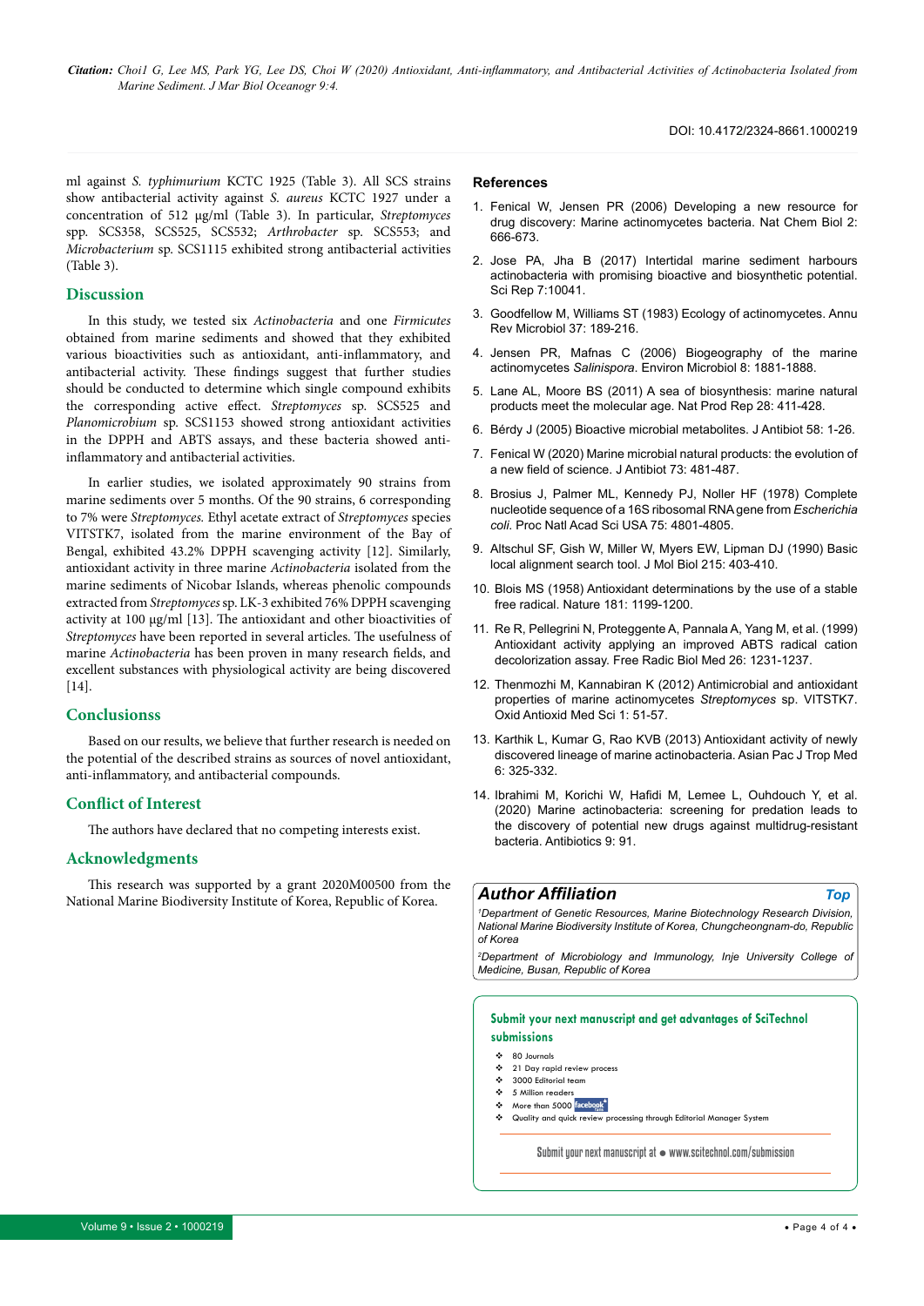ml against *S. typhimurium* KCTC 1925 (Table 3). All SCS strains show antibacterial activity against *S. aureus* KCTC 1927 under a concentration of 512 µg/ml (Table 3). In particular, *Streptomyces* spp. SCS358, SCS525, SCS532; *Arthrobacter* sp. SCS553; and *Microbacterium* sp. SCS1115 exhibited strong antibacterial activities (Table 3).

## Discussion

In this study, we tested six *Actinobacteria* and one *Firmicutes* obtained from marine sediments and showed that they exhibited various bioactivities such as antioxidant, anti-inflammatory, and antibacterial activity. These findings suggest that further studies should be conducted to determine which single compound exhibits the corresponding active effect. *Streptomyces* sp. SCS525 and *Planomicrobium* sp. SCS1153 showed strong antioxidant activities in the DPPH and ABTS assays, and these bacteria showed anti-inflammatory and antibacterial activities.

In earlier studies, we isolated approximately 90 strains from marine sediments over 5 months. Of the 90 strains, 6 corresponding to 7% were *Streptomyces.* Ethyl acetate extract of *Streptomyces* species VITSTK7, isolated from the marine environment of the Bay of Bengal, exhibited 43.2% DPPH scavenging activity [12]. Similarly, antioxidant activity in three marine *Actinobacteria* isolated from the marine sediments of Nicobar Islands, whereas phenolic compounds extracted from *Streptomyces* sp. LK-3 exhibited 76% DPPH scavenging activity at 100 µg/ml [13]. The antioxidant and other bioactivities of *Streptomyces* have been reported in several articles. The usefulness of marine *Actinobacteria* has been proven in many research fields, and excellent substances with physiological activity are being discovered [14].

## Conclusionss

Based on our results, we believe that further research is needed on the potential of the described strains as sources of novel antioxidant, anti-inflammatory, and antibacterial compounds.

## Conflict of Interest

The authors have declared that no competing interests exist.

## Acknowledgments

This research was supported by a grant 2020M00500 from the National Marine Biodiversity Institute of Korea, Republic of Korea.

## References

1. Fenical W, Jensen PR (2006) Developing a new resource for drug discovery: Marine actinomycetes bacteria. Nat Chem Biol 2: 666-673.
2. Jose PA, Jha B (2017) Intertidal marine sediment harbours actinobacteria with promising bioactive and biosynthetic potential. Sci Rep 7:10041.
3. Goodfellow M, Williams ST (1983) Ecology of actinomycetes. Annu Rev Microbiol 37: 189-216.
4. Jensen PR, Mafnas C (2006) Biogeography of the marine actinomycetes *Salinispora*. Environ Microbiol 8: 1881-1888.
5. Lane AL, Moore BS (2011) A sea of biosynthesis: marine natural products meet the molecular age. Nat Prod Rep 28: 411-428.
6. Bérdy J (2005) Bioactive microbial metabolites. J Antibiot 58: 1-26.
7. Fenical W (2020) Marine microbial natural products: the evolution of a new field of science. J Antibiot 73: 481-487.
8. Brosius J, Palmer ML, Kennedy PJ, Noller HF (1978) Complete nucleotide sequence of a 16S ribosomal RNA gene from *Escherichia coli.* Proc Natl Acad Sci USA 75: 4801-4805.
9. Altschul SF, Gish W, Miller W, Myers EW, Lipman DJ (1990) Basic local alignment search tool. J Mol Biol 215: 403-410.
10. Blois MS (1958) Antioxidant determinations by the use of a stable free radical. Nature 181: 1199-1200.
11. Re R, Pellegrini N, Proteggente A, Pannala A, Yang M, et al. (1999) Antioxidant activity applying an improved ABTS radical cation decolorization assay. Free Radic Biol Med 26: 1231-1237.
12. Thenmozhi M, Kannabiran K (2012) Antimicrobial and antioxidant properties of marine actinomycetes *Streptomyces* sp. VITSTK7. Oxid Antioxid Med Sci 1: 51-57.
13. Karthik L, Kumar G, Rao KVB (2013) Antioxidant activity of newly discovered lineage of marine actinobacteria. Asian Pac J Trop Med 6: 325-332.
14. Ibrahimi M, Korichi W, Hafidi M, Lemee L, Ouhdouch Y, et al. (2020) Marine actinobacteria: screening for predation leads to the discovery of potential new drugs against multidrug-resistant bacteria. Antibiotics 9: 91.

## Author Affiliation

[1]Department of Genetic Resources, Marine Biotechnology Research Division, National Marine Biodiversity Institute of Korea, Chungcheongnam-do, Republic of Korea

[2]Department of Microbiology and Immunology, Inje University College of Medicine, Busan, Republic of Korea